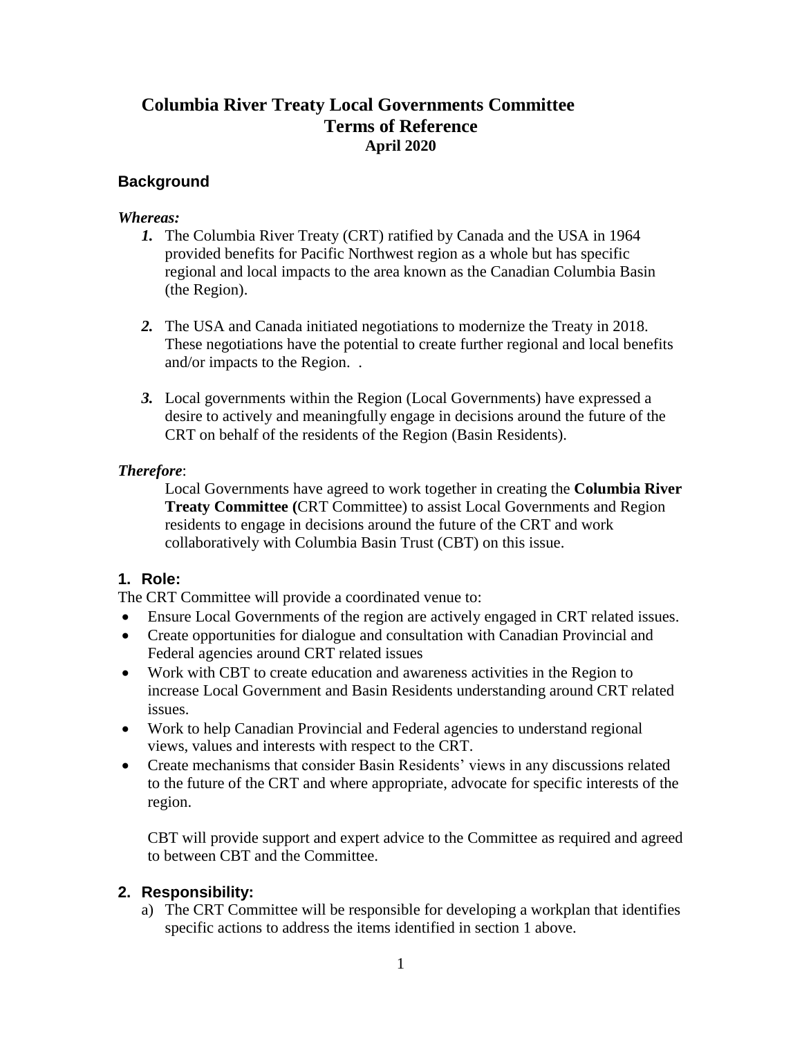# Columbia River Treaty Local Governments Committee
# Terms of Reference
### April 2020

## Background

***Whereas:***

1. The Columbia River Treaty (CRT) ratified by Canada and the USA in 1964 provided benefits for Pacific Northwest region as a whole but has specific regional and local impacts to the area known as the Canadian Columbia Basin (the Region).

2. The USA and Canada initiated negotiations to modernize the Treaty in 2018. These negotiations have the potential to create further regional and local benefits and/or impacts to the Region. .

3. Local governments within the Region (Local Governments) have expressed a desire to actively and meaningfully engage in decisions around the future of the CRT on behalf of the residents of the Region (Basin Residents).

***Therefore***:

Local Governments have agreed to work together in creating the **Columbia River Treaty Committee (**CRT Committee) to assist Local Governments and Region residents to engage in decisions around the future of the CRT and work collaboratively with Columbia Basin Trust (CBT) on this issue.

## 1. Role:

The CRT Committee will provide a coordinated venue to:

- Ensure Local Governments of the region are actively engaged in CRT related issues.
- Create opportunities for dialogue and consultation with Canadian Provincial and Federal agencies around CRT related issues
- Work with CBT to create education and awareness activities in the Region to increase Local Government and Basin Residents understanding around CRT related issues.
- Work to help Canadian Provincial and Federal agencies to understand regional views, values and interests with respect to the CRT.
- Create mechanisms that consider Basin Residents' views in any discussions related to the future of the CRT and where appropriate, advocate for specific interests of the region.

CBT will provide support and expert advice to the Committee as required and agreed to between CBT and the Committee.

## 2. Responsibility:

a) The CRT Committee will be responsible for developing a workplan that identifies specific actions to address the items identified in section 1 above.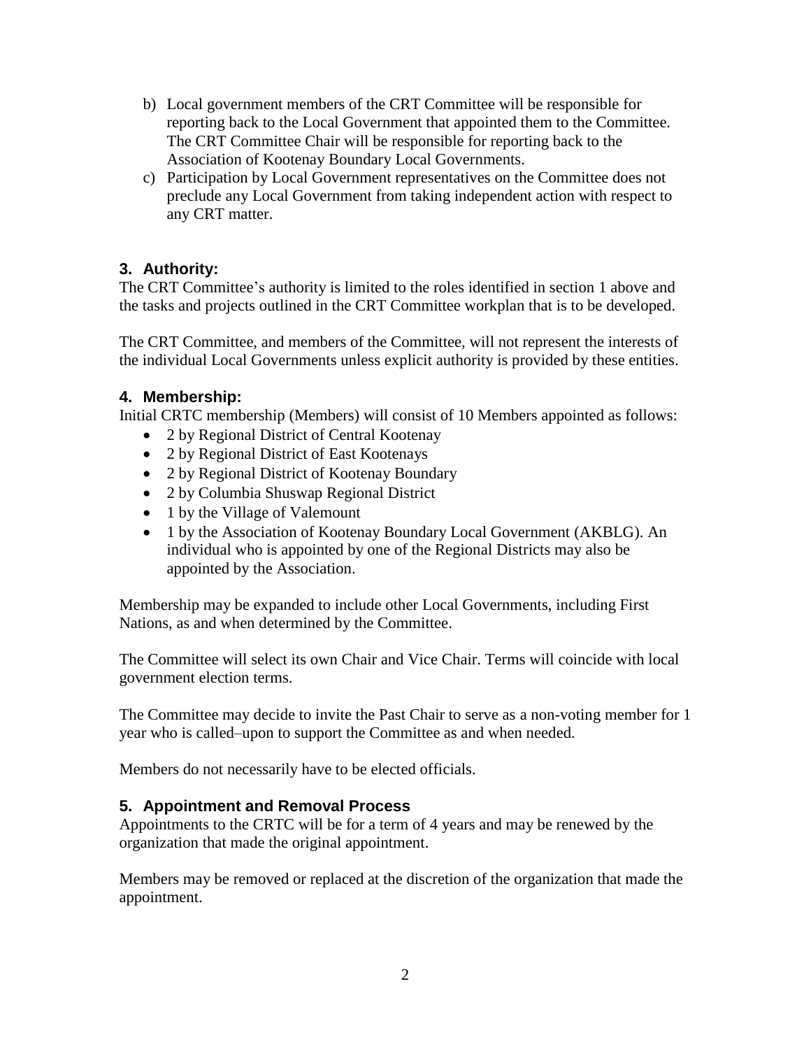b) Local government members of the CRT Committee will be responsible for reporting back to the Local Government that appointed them to the Committee. The CRT Committee Chair will be responsible for reporting back to the Association of Kootenay Boundary Local Governments.

c) Participation by Local Government representatives on the Committee does not preclude any Local Government from taking independent action with respect to any CRT matter.

## 3. Authority:

The CRT Committee's authority is limited to the roles identified in section 1 above and the tasks and projects outlined in the CRT Committee workplan that is to be developed.

The CRT Committee, and members of the Committee, will not represent the interests of the individual Local Governments unless explicit authority is provided by these entities.

## 4. Membership:

Initial CRTC membership (Members) will consist of 10 Members appointed as follows:

- 2 by Regional District of Central Kootenay
- 2 by Regional District of East Kootenays
- 2 by Regional District of Kootenay Boundary
- 2 by Columbia Shuswap Regional District
- 1 by the Village of Valemount
- 1 by the Association of Kootenay Boundary Local Government (AKBLG). An individual who is appointed by one of the Regional Districts may also be appointed by the Association.

Membership may be expanded to include other Local Governments, including First Nations, as and when determined by the Committee.

The Committee will select its own Chair and Vice Chair. Terms will coincide with local government election terms.

The Committee may decide to invite the Past Chair to serve as a non-voting member for 1 year who is called–upon to support the Committee as and when needed.

Members do not necessarily have to be elected officials.

## 5. Appointment and Removal Process

Appointments to the CRTC will be for a term of 4 years and may be renewed by the organization that made the original appointment.

Members may be removed or replaced at the discretion of the organization that made the appointment.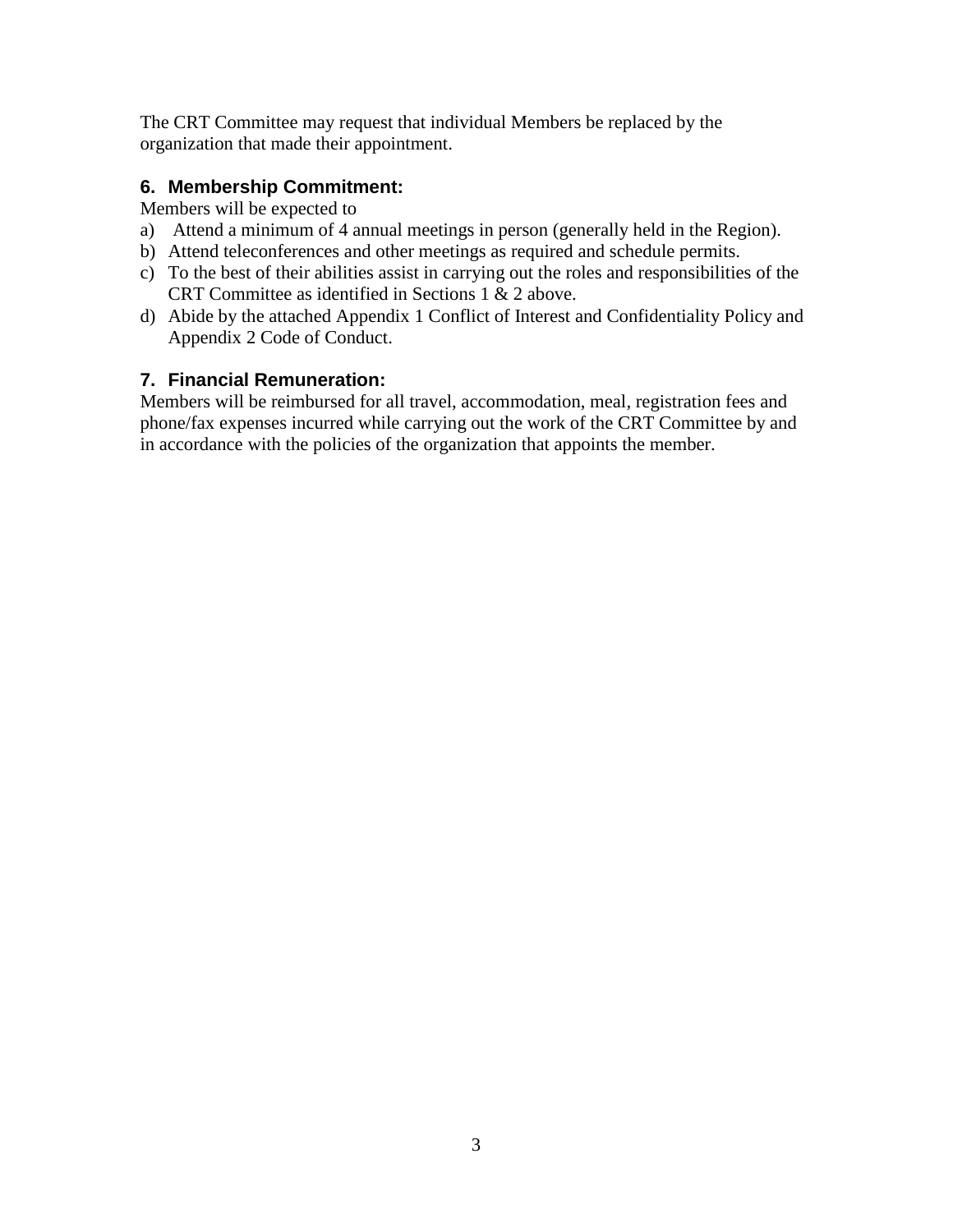The CRT Committee may request that individual Members be replaced by the organization that made their appointment.

## 6. Membership Commitment:

Members will be expected to

a) Attend a minimum of 4 annual meetings in person (generally held in the Region).
b) Attend teleconferences and other meetings as required and schedule permits.
c) To the best of their abilities assist in carrying out the roles and responsibilities of the CRT Committee as identified in Sections 1 & 2 above.
d) Abide by the attached Appendix 1 Conflict of Interest and Confidentiality Policy and Appendix 2 Code of Conduct.

## 7. Financial Remuneration:

Members will be reimbursed for all travel, accommodation, meal, registration fees and phone/fax expenses incurred while carrying out the work of the CRT Committee by and in accordance with the policies of the organization that appoints the member.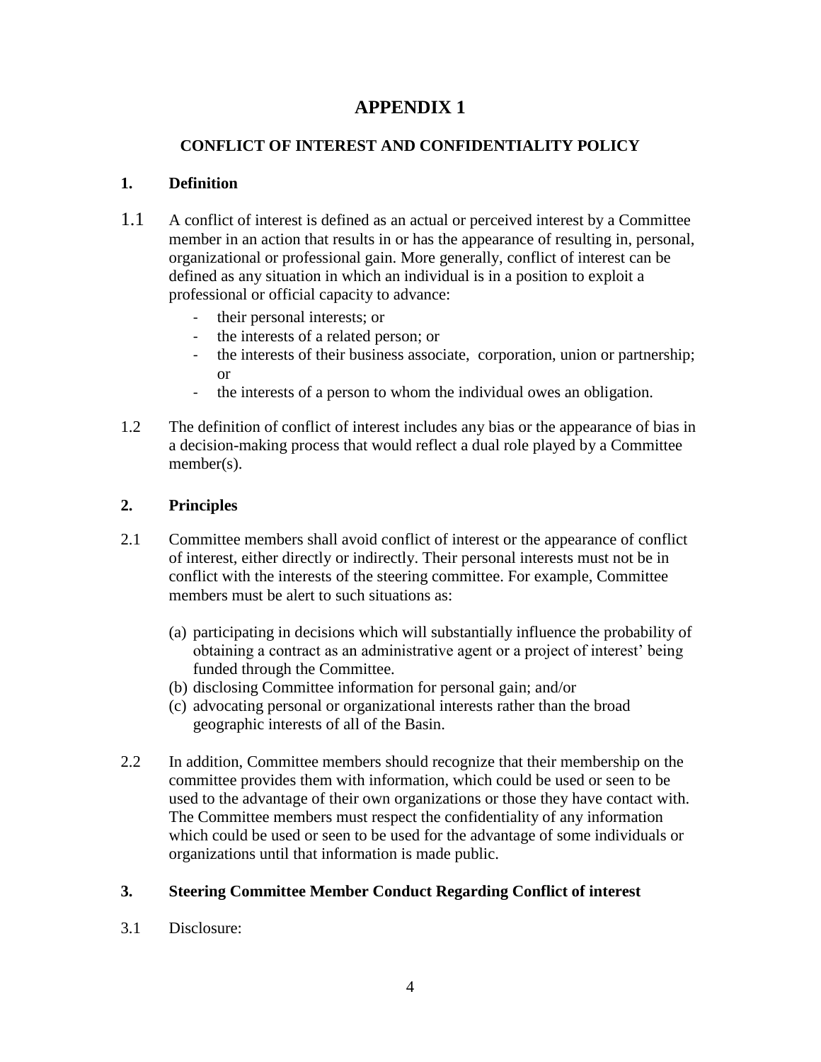# APPENDIX 1

## CONFLICT OF INTEREST AND CONFIDENTIALITY POLICY

### 1. Definition

1.1 A conflict of interest is defined as an actual or perceived interest by a Committee member in an action that results in or has the appearance of resulting in, personal, organizational or professional gain. More generally, conflict of interest can be defined as any situation in which an individual is in a position to exploit a professional or official capacity to advance:

- their personal interests; or
- the interests of a related person; or
- the interests of their business associate, corporation, union or partnership; or
- the interests of a person to whom the individual owes an obligation.

1.2 The definition of conflict of interest includes any bias or the appearance of bias in a decision-making process that would reflect a dual role played by a Committee member(s).

### 2. Principles

2.1 Committee members shall avoid conflict of interest or the appearance of conflict of interest, either directly or indirectly. Their personal interests must not be in conflict with the interests of the steering committee. For example, Committee members must be alert to such situations as:

(a) participating in decisions which will substantially influence the probability of obtaining a contract as an administrative agent or a project of interest' being funded through the Committee.
(b) disclosing Committee information for personal gain; and/or
(c) advocating personal or organizational interests rather than the broad geographic interests of all of the Basin.

2.2 In addition, Committee members should recognize that their membership on the committee provides them with information, which could be used or seen to be used to the advantage of their own organizations or those they have contact with. The Committee members must respect the confidentiality of any information which could be used or seen to be used for the advantage of some individuals or organizations until that information is made public.

### 3. Steering Committee Member Conduct Regarding Conflict of interest

3.1 Disclosure: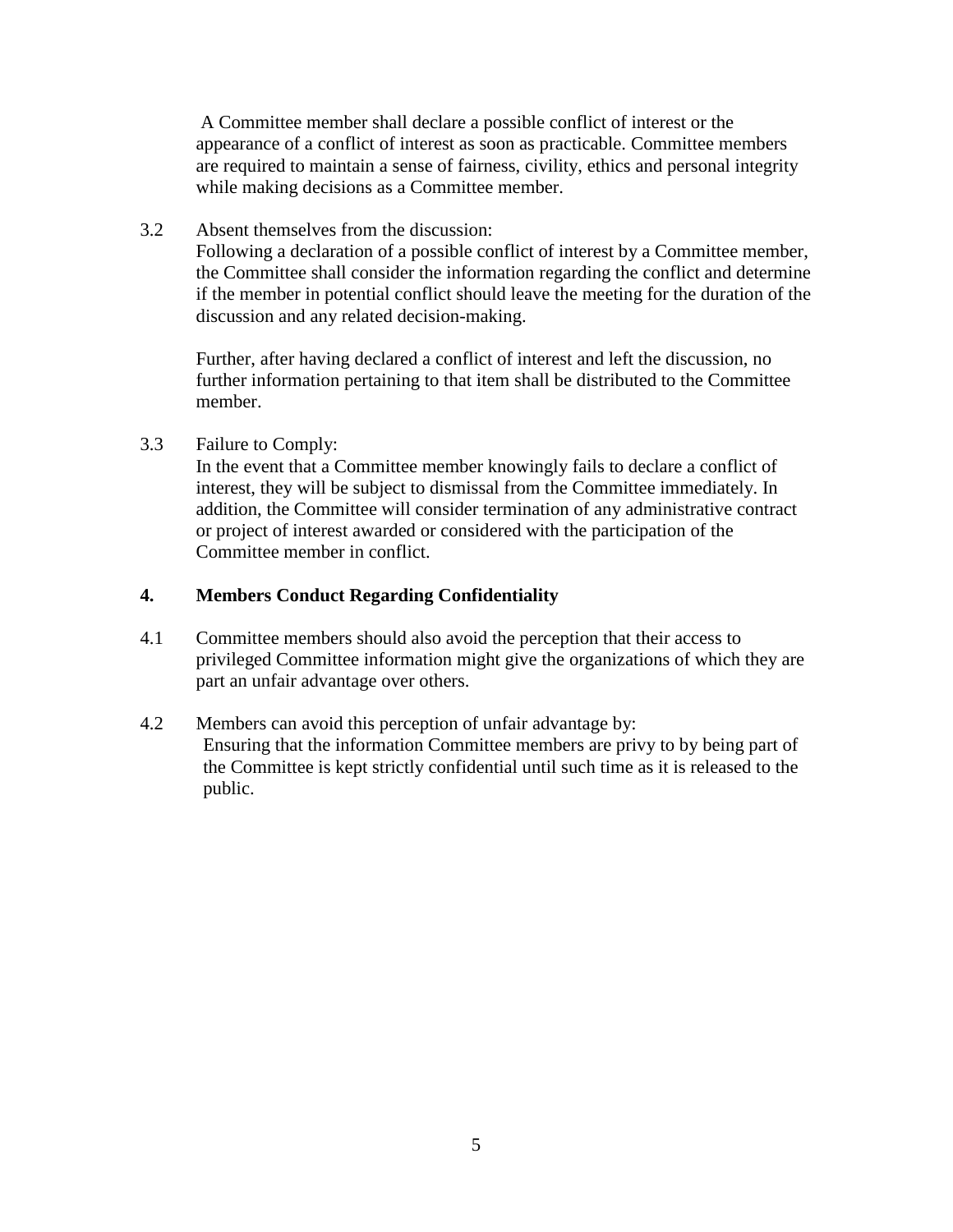A Committee member shall declare a possible conflict of interest or the appearance of a conflict of interest as soon as practicable. Committee members are required to maintain a sense of fairness, civility, ethics and personal integrity while making decisions as a Committee member.

3.2 Absent themselves from the discussion:
Following a declaration of a possible conflict of interest by a Committee member, the Committee shall consider the information regarding the conflict and determine if the member in potential conflict should leave the meeting for the duration of the discussion and any related decision-making.

Further, after having declared a conflict of interest and left the discussion, no further information pertaining to that item shall be distributed to the Committee member.

3.3 Failure to Comply:
In the event that a Committee member knowingly fails to declare a conflict of interest, they will be subject to dismissal from the Committee immediately. In addition, the Committee will consider termination of any administrative contract or project of interest awarded or considered with the participation of the Committee member in conflict.

## 4. Members Conduct Regarding Confidentiality

4.1 Committee members should also avoid the perception that their access to privileged Committee information might give the organizations of which they are part an unfair advantage over others.

4.2 Members can avoid this perception of unfair advantage by:
Ensuring that the information Committee members are privy to by being part of the Committee is kept strictly confidential until such time as it is released to the public.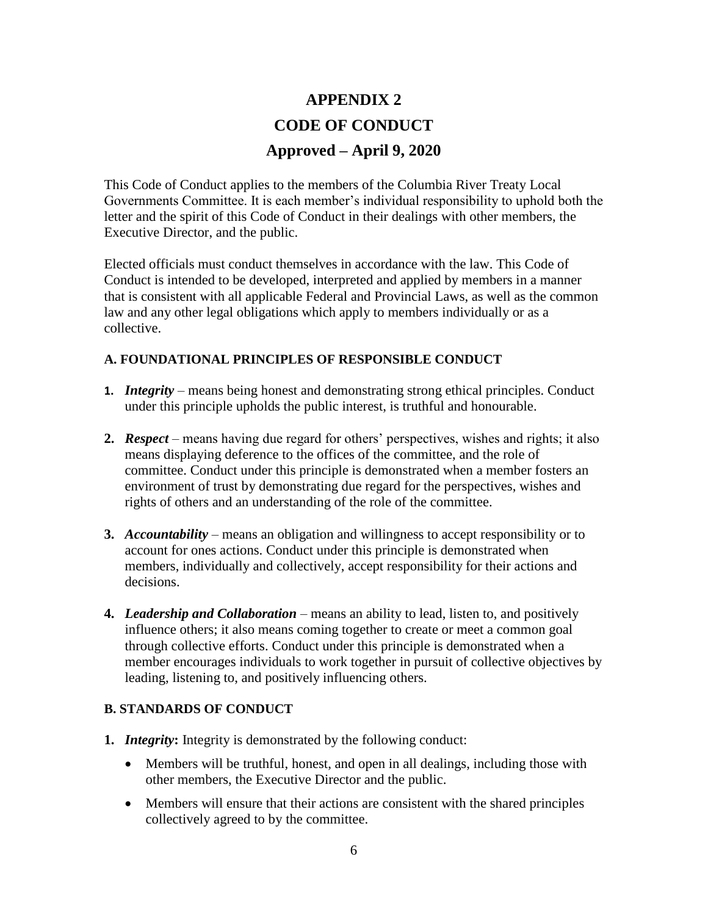# APPENDIX 2
# CODE OF CONDUCT
# Approved – April 9, 2020

This Code of Conduct applies to the members of the Columbia River Treaty Local Governments Committee. It is each member's individual responsibility to uphold both the letter and the spirit of this Code of Conduct in their dealings with other members, the Executive Director, and the public.

Elected officials must conduct themselves in accordance with the law. This Code of Conduct is intended to be developed, interpreted and applied by members in a manner that is consistent with all applicable Federal and Provincial Laws, as well as the common law and any other legal obligations which apply to members individually or as a collective.

### A. FOUNDATIONAL PRINCIPLES OF RESPONSIBLE CONDUCT

1. ***Integrity*** – means being honest and demonstrating strong ethical principles. Conduct under this principle upholds the public interest, is truthful and honourable.

2. ***Respect*** – means having due regard for others' perspectives, wishes and rights; it also means displaying deference to the offices of the committee, and the role of committee. Conduct under this principle is demonstrated when a member fosters an environment of trust by demonstrating due regard for the perspectives, wishes and rights of others and an understanding of the role of the committee.

3. ***Accountability*** – means an obligation and willingness to accept responsibility or to account for ones actions. Conduct under this principle is demonstrated when members, individually and collectively, accept responsibility for their actions and decisions.

4. ***Leadership and Collaboration*** – means an ability to lead, listen to, and positively influence others; it also means coming together to create or meet a common goal through collective efforts. Conduct under this principle is demonstrated when a member encourages individuals to work together in pursuit of collective objectives by leading, listening to, and positively influencing others.

### B. STANDARDS OF CONDUCT

1. ***Integrity*****:** Integrity is demonstrated by the following conduct:

   - Members will be truthful, honest, and open in all dealings, including those with other members, the Executive Director and the public.
   - Members will ensure that their actions are consistent with the shared principles collectively agreed to by the committee.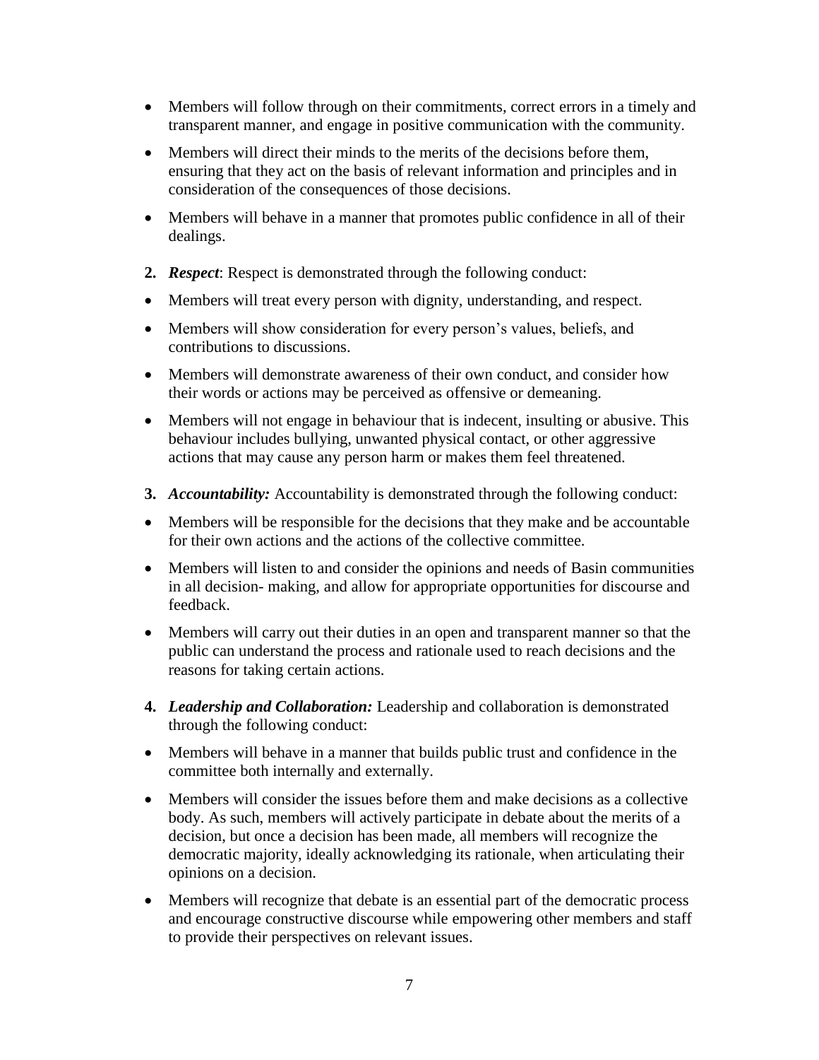- Members will follow through on their commitments, correct errors in a timely and transparent manner, and engage in positive communication with the community.
- Members will direct their minds to the merits of the decisions before them, ensuring that they act on the basis of relevant information and principles and in consideration of the consequences of those decisions.
- Members will behave in a manner that promotes public confidence in all of their dealings.

**2.** ***Respect***: Respect is demonstrated through the following conduct:

- Members will treat every person with dignity, understanding, and respect.
- Members will show consideration for every person's values, beliefs, and contributions to discussions.
- Members will demonstrate awareness of their own conduct, and consider how their words or actions may be perceived as offensive or demeaning.
- Members will not engage in behaviour that is indecent, insulting or abusive. This behaviour includes bullying, unwanted physical contact, or other aggressive actions that may cause any person harm or makes them feel threatened.

**3.** ***Accountability:*** Accountability is demonstrated through the following conduct:

- Members will be responsible for the decisions that they make and be accountable for their own actions and the actions of the collective committee.
- Members will listen to and consider the opinions and needs of Basin communities in all decision- making, and allow for appropriate opportunities for discourse and feedback.
- Members will carry out their duties in an open and transparent manner so that the public can understand the process and rationale used to reach decisions and the reasons for taking certain actions.

**4.** ***Leadership and Collaboration:*** Leadership and collaboration is demonstrated through the following conduct:

- Members will behave in a manner that builds public trust and confidence in the committee both internally and externally.
- Members will consider the issues before them and make decisions as a collective body. As such, members will actively participate in debate about the merits of a decision, but once a decision has been made, all members will recognize the democratic majority, ideally acknowledging its rationale, when articulating their opinions on a decision.
- Members will recognize that debate is an essential part of the democratic process and encourage constructive discourse while empowering other members and staff to provide their perspectives on relevant issues.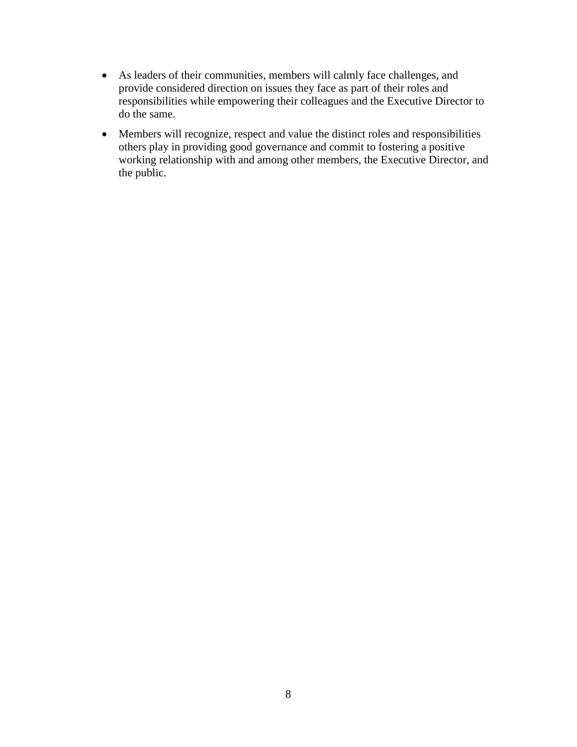- As leaders of their communities, members will calmly face challenges, and provide considered direction on issues they face as part of their roles and responsibilities while empowering their colleagues and the Executive Director to do the same.

- Members will recognize, respect and value the distinct roles and responsibilities others play in providing good governance and commit to fostering a positive working relationship with and among other members, the Executive Director, and the public.